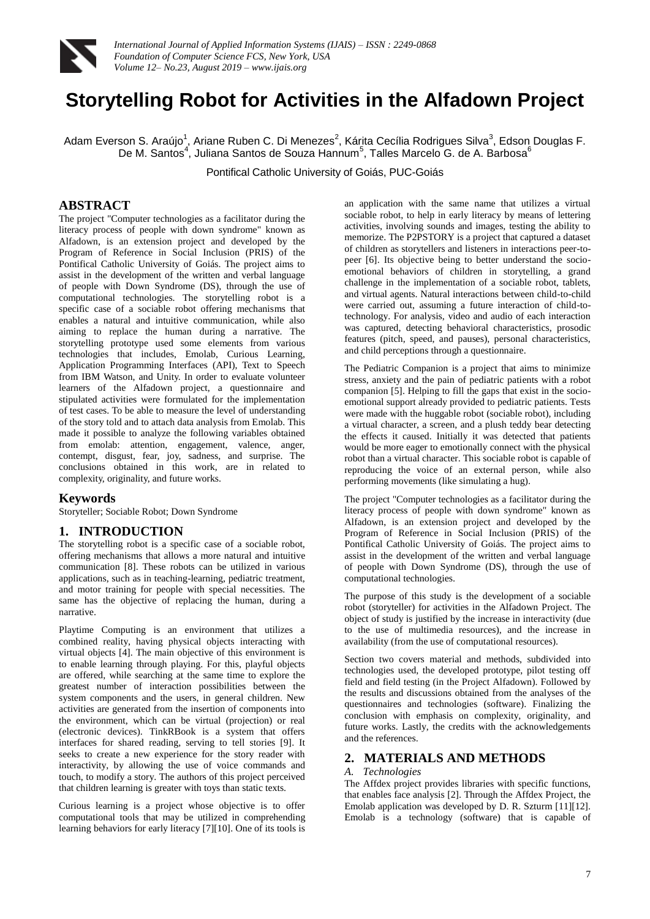# Storytelling Robot for Activities in the Alfadown Project

Adam Everson S. Araújo[1], Ariane Ruben C. Di Menezes[2], Kárita Cecília Rodrigues Silva[3], Edson Douglas F. De M. Santos[4], Juliana Santos de Souza Hannum[5], Talles Marcelo G. de A. Barbosa[6]

Pontifical Catholic University of Goiás, PUC-Goiás

## ABSTRACT

The project "Computer technologies as a facilitator during the literacy process of people with down syndrome" known as Alfadown, is an extension project and developed by the Program of Reference in Social Inclusion (PRIS) of the Pontifical Catholic University of Goiás. The project aims to assist in the development of the written and verbal language of people with Down Syndrome (DS), through the use of computational technologies. The storytelling robot is a specific case of a sociable robot offering mechanisms that enables a natural and intuitive communication, while also aiming to replace the human during a narrative. The storytelling prototype used some elements from various technologies that includes, Emolab, Curious Learning, Application Programming Interfaces (API), Text to Speech from IBM Watson, and Unity. In order to evaluate volunteer learners of the Alfadown project, a questionnaire and stipulated activities were formulated for the implementation of test cases. To be able to measure the level of understanding of the story told and to attach data analysis from Emolab. This made it possible to analyze the following variables obtained from emolab: attention, engagement, valence, anger, contempt, disgust, fear, joy, sadness, and surprise. The conclusions obtained in this work, are in related to complexity, originality, and future works.

## Keywords

Storyteller; Sociable Robot; Down Syndrome

## 1. INTRODUCTION

The storytelling robot is a specific case of a sociable robot, offering mechanisms that allows a more natural and intuitive communication [8]. These robots can be utilized in various applications, such as in teaching-learning, pediatric treatment, and motor training for people with special necessities. The same has the objective of replacing the human, during a narrative.

Playtime Computing is an environment that utilizes a combined reality, having physical objects interacting with virtual objects [4]. The main objective of this environment is to enable learning through playing. For this, playful objects are offered, while searching at the same time to explore the greatest number of interaction possibilities between the system components and the users, in general children. New activities are generated from the insertion of components into the environment, which can be virtual (projection) or real (electronic devices). TinkRBook is a system that offers interfaces for shared reading, serving to tell stories [9]. It seeks to create a new experience for the story reader with interactivity, by allowing the use of voice commands and touch, to modify a story. The authors of this project perceived that children learning is greater with toys than static texts.

Curious learning is a project whose objective is to offer computational tools that may be utilized in comprehending learning behaviors for early literacy [7][10]. One of its tools is an application with the same name that utilizes a virtual sociable robot, to help in early literacy by means of lettering activities, involving sounds and images, testing the ability to memorize. The P2PSTORY is a project that captured a dataset of children as storytellers and listeners in interactions peer-to-peer [6]. Its objective being to better understand the socio-emotional behaviors of children in storytelling, a grand challenge in the implementation of a sociable robot, tablets, and virtual agents. Natural interactions between child-to-child were carried out, assuming a future interaction of child-to-technology. For analysis, video and audio of each interaction was captured, detecting behavioral characteristics, prosodic features (pitch, speed, and pauses), personal characteristics, and child perceptions through a questionnaire.

The Pediatric Companion is a project that aims to minimize stress, anxiety and the pain of pediatric patients with a robot companion [5]. Helping to fill the gaps that exist in the socio-emotional support already provided to pediatric patients. Tests were made with the huggable robot (sociable robot), including a virtual character, a screen, and a plush teddy bear detecting the effects it caused. Initially it was detected that patients would be more eager to emotionally connect with the physical robot than a virtual character. This sociable robot is capable of reproducing the voice of an external person, while also performing movements (like simulating a hug).

The project "Computer technologies as a facilitator during the literacy process of people with down syndrome" known as Alfadown, is an extension project and developed by the Program of Reference in Social Inclusion (PRIS) of the Pontifical Catholic University of Goiás. The project aims to assist in the development of the written and verbal language of people with Down Syndrome (DS), through the use of computational technologies.

The purpose of this study is the development of a sociable robot (storyteller) for activities in the Alfadown Project. The object of study is justified by the increase in interactivity (due to the use of multimedia resources), and the increase in availability (from the use of computational resources).

Section two covers material and methods, subdivided into technologies used, the developed prototype, pilot testing off field and field testing (in the Project Alfadown). Followed by the results and discussions obtained from the analyses of the questionnaires and technologies (software). Finalizing the conclusion with emphasis on complexity, originality, and future works. Lastly, the credits with the acknowledgements and the references.

## 2. MATERIALS AND METHODS

### *A. Technologies*

The Affdex project provides libraries with specific functions, that enables face analysis [2]. Through the Affdex Project, the Emolab application was developed by D. R. Szturm [11][12]. Emolab is a technology (software) that is capable of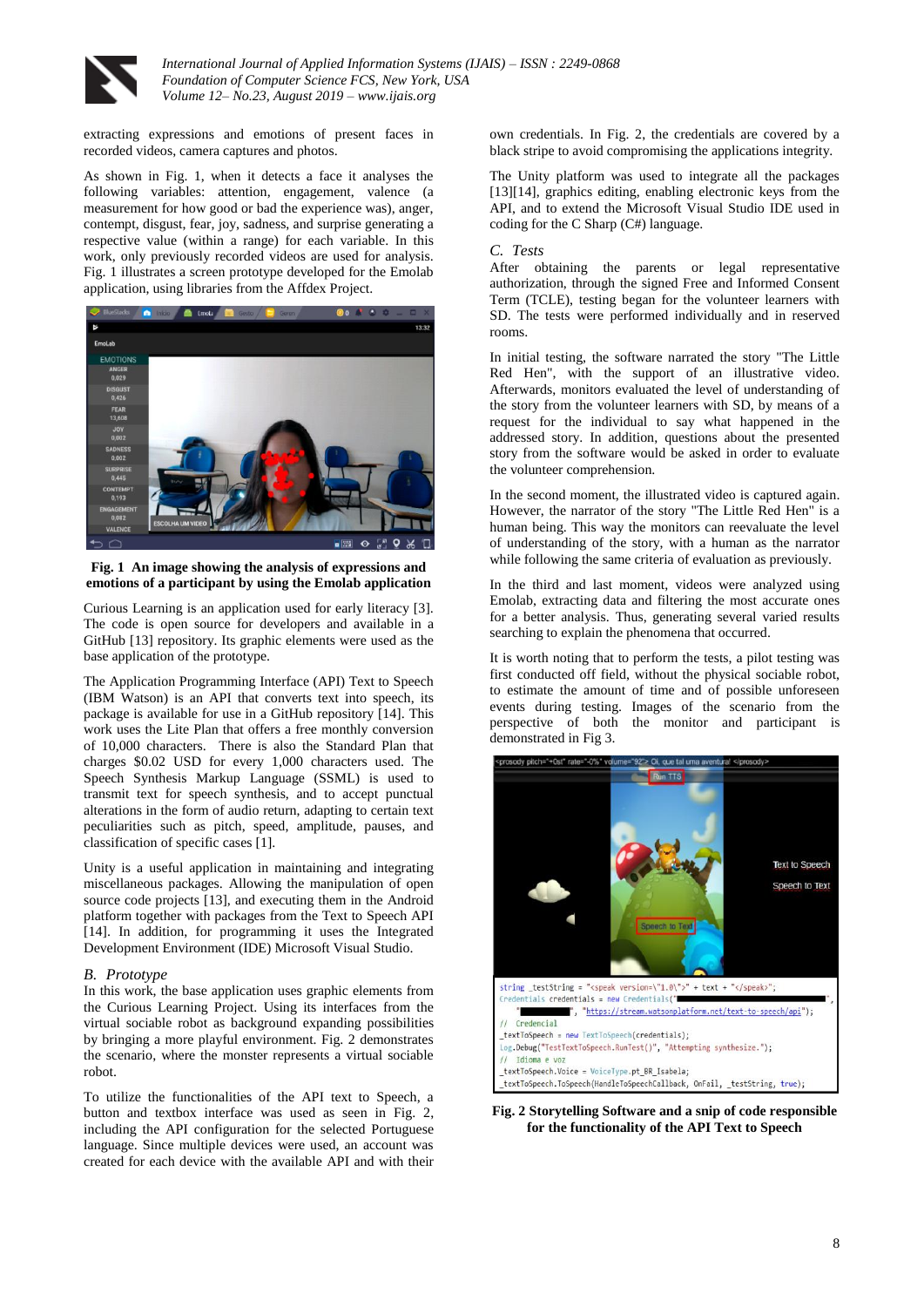extracting expressions and emotions of present faces in recorded videos, camera captures and photos.

As shown in Fig. 1, when it detects a face it analyses the following variables: attention, engagement, valence (a measurement for how good or bad the experience was), anger, contempt, disgust, fear, joy, sadness, and surprise generating a respective value (within a range) for each variable. In this work, only previously recorded videos are used for analysis. Fig. 1 illustrates a screen prototype developed for the Emolab application, using libraries from the Affdex Project.

**Fig. 1 An image showing the analysis of expressions and emotions of a participant by using the Emolab application**

Curious Learning is an application used for early literacy [3]. The code is open source for developers and available in a GitHub [13] repository. Its graphic elements were used as the base application of the prototype.

The Application Programming Interface (API) Text to Speech (IBM Watson) is an API that converts text into speech, its package is available for use in a GitHub repository [14]. This work uses the Lite Plan that offers a free monthly conversion of 10,000 characters. There is also the Standard Plan that charges $0.02 USD for every 1,000 characters used. The Speech Synthesis Markup Language (SSML) is used to transmit text for speech synthesis, and to accept punctual alterations in the form of audio return, adapting to certain text peculiarities such as pitch, speed, amplitude, pauses, and classification of specific cases [1].

Unity is a useful application in maintaining and integrating miscellaneous packages. Allowing the manipulation of open source code projects [13], and executing them in the Android platform together with packages from the Text to Speech API [14]. In addition, for programming it uses the Integrated Development Environment (IDE) Microsoft Visual Studio.

### *B. Prototype*

In this work, the base application uses graphic elements from the Curious Learning Project. Using its interfaces from the virtual sociable robot as background expanding possibilities by bringing a more playful environment. Fig. 2 demonstrates the scenario, where the monster represents a virtual sociable robot.

To utilize the functionalities of the API text to Speech, a button and textbox interface was used as seen in Fig. 2, including the API configuration for the selected Portuguese language. Since multiple devices were used, an account was created for each device with the available API and with their own credentials. In Fig. 2, the credentials are covered by a black stripe to avoid compromising the applications integrity.

The Unity platform was used to integrate all the packages [13][14], graphics editing, enabling electronic keys from the API, and to extend the Microsoft Visual Studio IDE used in coding for the C Sharp (C#) language.

### *C. Tests*

After obtaining the parents or legal representative authorization, through the signed Free and Informed Consent Term (TCLE), testing began for the volunteer learners with SD. The tests were performed individually and in reserved rooms.

In initial testing, the software narrated the story "The Little Red Hen", with the support of an illustrative video. Afterwards, monitors evaluated the level of understanding of the story from the volunteer learners with SD, by means of a request for the individual to say what happened in the addressed story. In addition, questions about the presented story from the software would be asked in order to evaluate the volunteer comprehension.

In the second moment, the illustrated video is captured again. However, the narrator of the story "The Little Red Hen" is a human being. This way the monitors can reevaluate the level of understanding of the story, with a human as the narrator while following the same criteria of evaluation as previously.

In the third and last moment, videos were analyzed using Emolab, extracting data and filtering the most accurate ones for a better analysis. Thus, generating several varied results searching to explain the phenomena that occurred.

It is worth noting that to perform the tests, a pilot testing was first conducted off field, without the physical sociable robot, to estimate the amount of time and of possible unforeseen events during testing. Images of the scenario from the perspective of both the monitor and participant is demonstrated in Fig 3.

**Fig. 2 Storytelling Software and a snip of code responsible for the functionality of the API Text to Speech**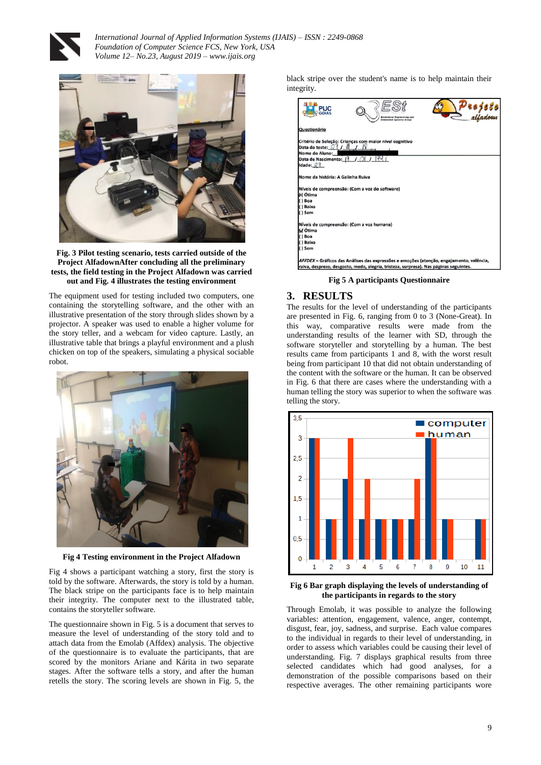**Fig. 3 Pilot testing scenario, tests carried outside of the Project AlfadownAfter concluding all the preliminary tests, the field testing in the Project Alfadown was carried out and Fig. 4 illustrates the testing environment**

The equipment used for testing included two computers, one containing the storytelling software, and the other with an illustrative presentation of the story through slides shown by a projector. A speaker was used to enable a higher volume for the story teller, and a webcam for video capture. Lastly, an illustrative table that brings a playful environment and a plush chicken on top of the speakers, simulating a physical sociable robot.

**Fig 4 Testing environment in the Project Alfadown**

Fig 4 shows a participant watching a story, first the story is told by the software. Afterwards, the story is told by a human. The black stripe on the participants face is to help maintain their integrity. The computer next to the illustrated table, contains the storyteller software.

The questionnaire shown in Fig. 5 is a document that serves to measure the level of understanding of the story told and to attach data from the Emolab (Affdex) analysis. The objective of the questionnaire is to evaluate the participants, that are scored by the monitors Ariane and Kárita in two separate stages. After the software tells a story, and after the human retells the story. The scoring levels are shown in Fig. 5, the black stripe over the student's name is to help maintain their integrity.

**Fig 5 A participants Questionnaire**

## 3. RESULTS

The results for the level of understanding of the participants are presented in Fig. 6, ranging from 0 to 3 (None-Great). In this way, comparative results were made from the understanding results of the learner with SD, through the software storyteller and storytelling by a human. The best results came from participants 1 and 8, with the worst result being from participant 10 that did not obtain understanding of the content with the software or the human. It can be observed in Fig. 6 that there are cases where the understanding with a human telling the story was superior to when the software was telling the story.

**Fig 6 Bar graph displaying the levels of understanding of the participants in regards to the story**

Through Emolab, it was possible to analyze the following variables: attention, engagement, valence, anger, contempt, disgust, fear, joy, sadness, and surprise. Each value compares to the individual in regards to their level of understanding, in order to assess which variables could be causing their level of understanding. Fig. 7 displays graphical results from three selected candidates which had good analyses, for a demonstration of the possible comparisons based on their respective averages. The other remaining participants wore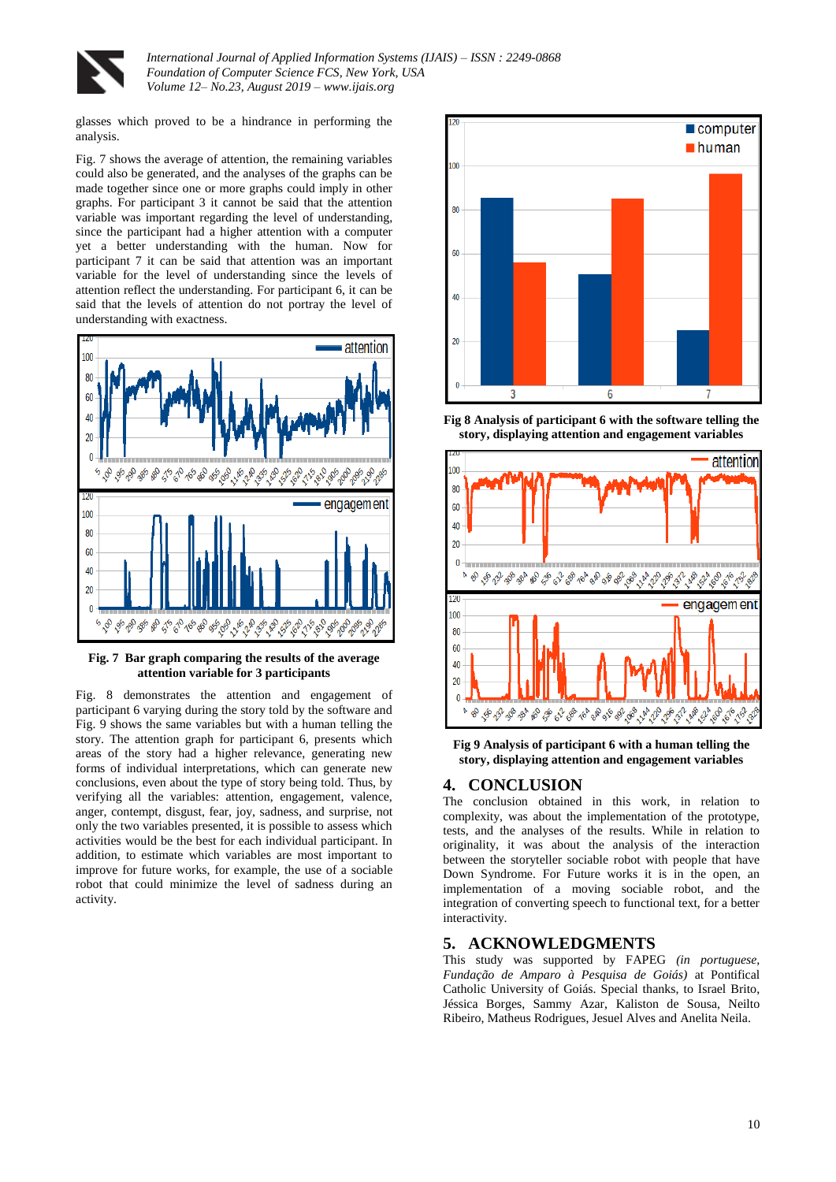glasses which proved to be a hindrance in performing the analysis.

Fig. 7 shows the average of attention, the remaining variables could also be generated, and the analyses of the graphs can be made together since one or more graphs could imply in other graphs. For participant 3 it cannot be said that the attention variable was important regarding the level of understanding, since the participant had a higher attention with a computer yet a better understanding with the human. Now for participant 7 it can be said that attention was an important variable for the level of understanding since the levels of attention reflect the understanding. For participant 6, it can be said that the levels of attention do not portray the level of understanding with exactness.

**Fig. 7 Bar graph comparing the results of the average attention variable for 3 participants**

Fig. 8 demonstrates the attention and engagement of participant 6 varying during the story told by the software and Fig. 9 shows the same variables but with a human telling the story. The attention graph for participant 6, presents which areas of the story had a higher relevance, generating new forms of individual interpretations, which can generate new conclusions, even about the type of story being told. Thus, by verifying all the variables: attention, engagement, valence, anger, contempt, disgust, fear, joy, sadness, and surprise, not only the two variables presented, it is possible to assess which activities would be the best for each individual participant. In addition, to estimate which variables are most important to improve for future works, for example, the use of a sociable robot that could minimize the level of sadness during an activity.

**Fig 8 Analysis of participant 6 with the software telling the story, displaying attention and engagement variables**

**Fig 9 Analysis of participant 6 with a human telling the story, displaying attention and engagement variables**

## 4. CONCLUSION

The conclusion obtained in this work, in relation to complexity, was about the implementation of the prototype, tests, and the analyses of the results. While in relation to originality, it was about the analysis of the interaction between the storyteller sociable robot with people that have Down Syndrome. For Future works it is in the open, an implementation of a moving sociable robot, and the integration of converting speech to functional text, for a better interactivity.

## 5. ACKNOWLEDGMENTS

This study was supported by FAPEG *(in portuguese, Fundação de Amparo à Pesquisa de Goiás)* at Pontifical Catholic University of Goiás. Special thanks, to Israel Brito, Jéssica Borges, Sammy Azar, Kaliston de Sousa, Neilto Ribeiro, Matheus Rodrigues, Jesuel Alves and Anelita Neila.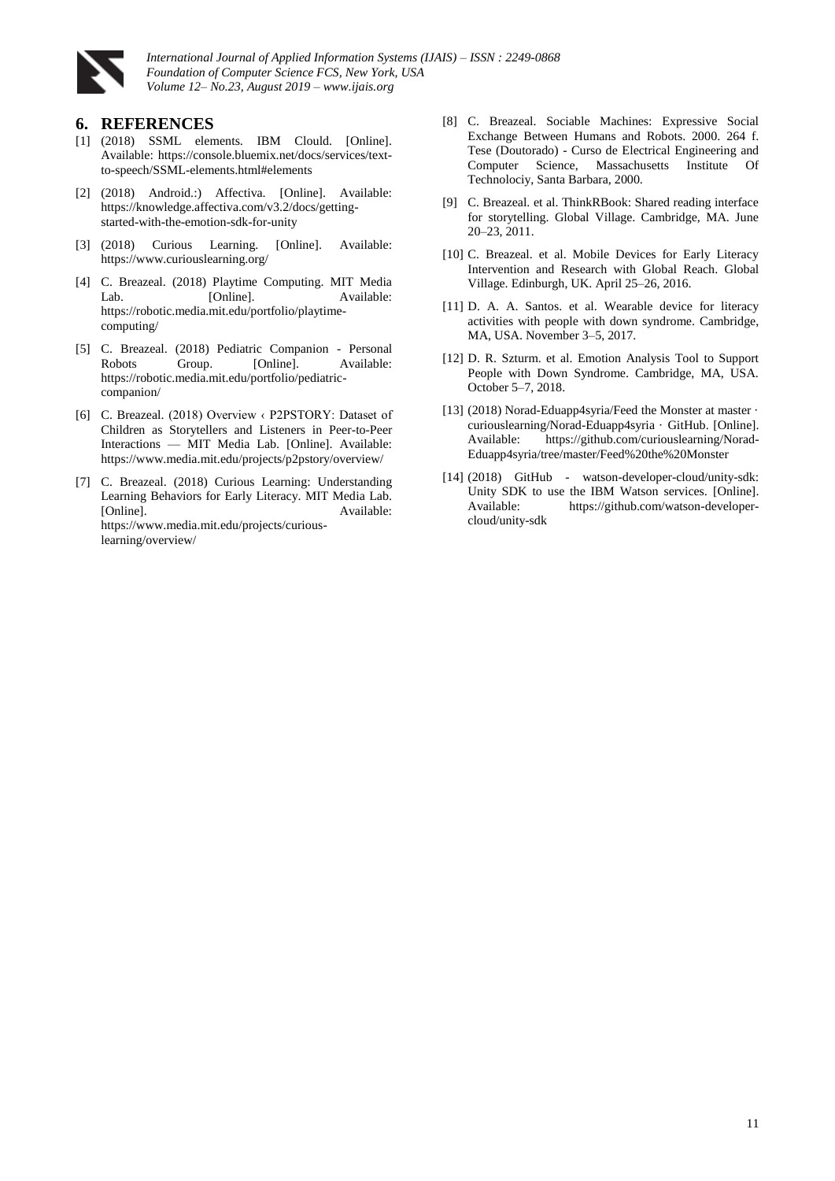## 6. REFERENCES

[1] (2018) SSML elements. IBM Clould. [Online]. Available: https://console.bluemix.net/docs/services/text-to-speech/SSML-elements.html#elements

[2] (2018) Android.:) Affectiva. [Online]. Available: https://knowledge.affectiva.com/v3.2/docs/getting-started-with-the-emotion-sdk-for-unity

[3] (2018) Curious Learning. [Online]. Available: https://www.curiouslearning.org/

[4] C. Breazeal. (2018) Playtime Computing. MIT Media Lab. [Online]. Available: https://robotic.media.mit.edu/portfolio/playtime-computing/

[5] C. Breazeal. (2018) Pediatric Companion - Personal Robots Group. [Online]. Available: https://robotic.media.mit.edu/portfolio/pediatric-companion/

[6] C. Breazeal. (2018) Overview ‹ P2PSTORY: Dataset of Children as Storytellers and Listeners in Peer-to-Peer Interactions — MIT Media Lab. [Online]. Available: https://www.media.mit.edu/projects/p2pstory/overview/

[7] C. Breazeal. (2018) Curious Learning: Understanding Learning Behaviors for Early Literacy. MIT Media Lab. [Online]. Available: https://www.media.mit.edu/projects/curious-learning/overview/

[8] C. Breazeal. Sociable Machines: Expressive Social Exchange Between Humans and Robots. 2000. 264 f. Tese (Doutorado) - Curso de Electrical Engineering and Computer Science, Massachusetts Institute Of Technolociy, Santa Barbara, 2000.

[9] C. Breazeal. et al. ThinkRBook: Shared reading interface for storytelling. Global Village. Cambridge, MA. June 20–23, 2011.

[10] C. Breazeal. et al. Mobile Devices for Early Literacy Intervention and Research with Global Reach. Global Village. Edinburgh, UK. April 25–26, 2016.

[11] D. A. A. Santos. et al. Wearable device for literacy activities with people with down syndrome. Cambridge, MA, USA. November 3–5, 2017.

[12] D. R. Szturm. et al. Emotion Analysis Tool to Support People with Down Syndrome. Cambridge, MA, USA. October 5–7, 2018.

[13] (2018) Norad-Eduapp4syria/Feed the Monster at master · curiouslearning/Norad-Eduapp4syria · GitHub. [Online]. Available: https://github.com/curiouslearning/Norad-Eduapp4syria/tree/master/Feed%20the%20Monster

[14] (2018) GitHub - watson-developer-cloud/unity-sdk: Unity SDK to use the IBM Watson services. [Online]. Available: https://github.com/watson-developer-cloud/unity-sdk